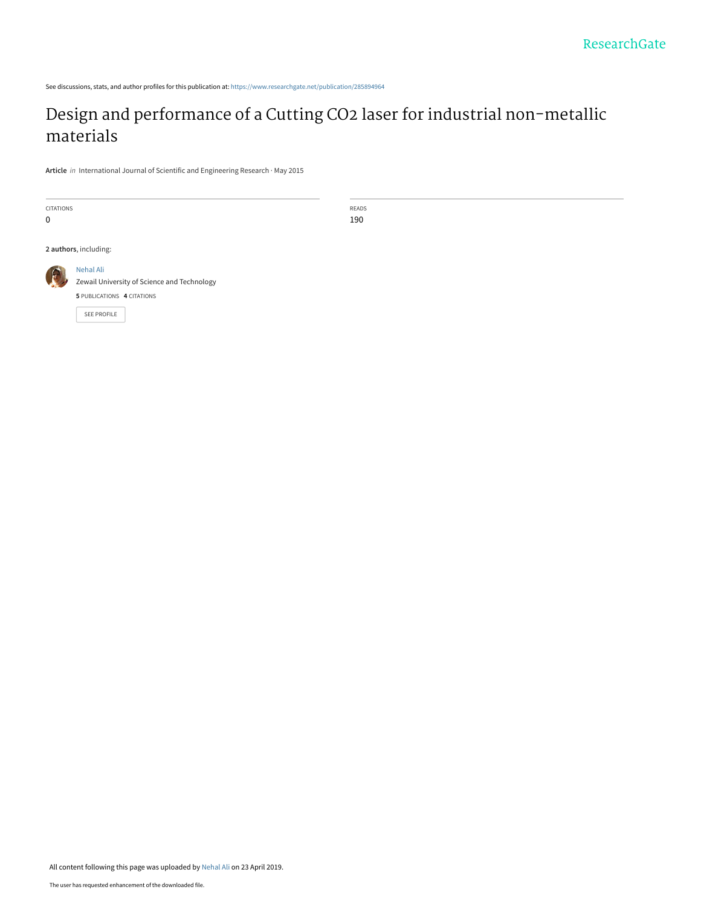See discussions, stats, and author profiles for this publication at: https://www.researchgate.net/publication/285894964

# Design and performance of a Cutting $CO_2$ laser for industrial non-metallic materials

**Article** *in* International Journal of Scientific and Engineering Research · May 2015

| CITATIONS | READS |
| --- | --- |
| 0 | 190 |

**2 authors**, including:

Nehal Ali
Zewail University of Science and Technology
**5** PUBLICATIONS **4** CITATIONS

SEE PROFILE

All content following this page was uploaded by Nehal Ali on 23 April 2019.

The user has requested enhancement of the downloaded file.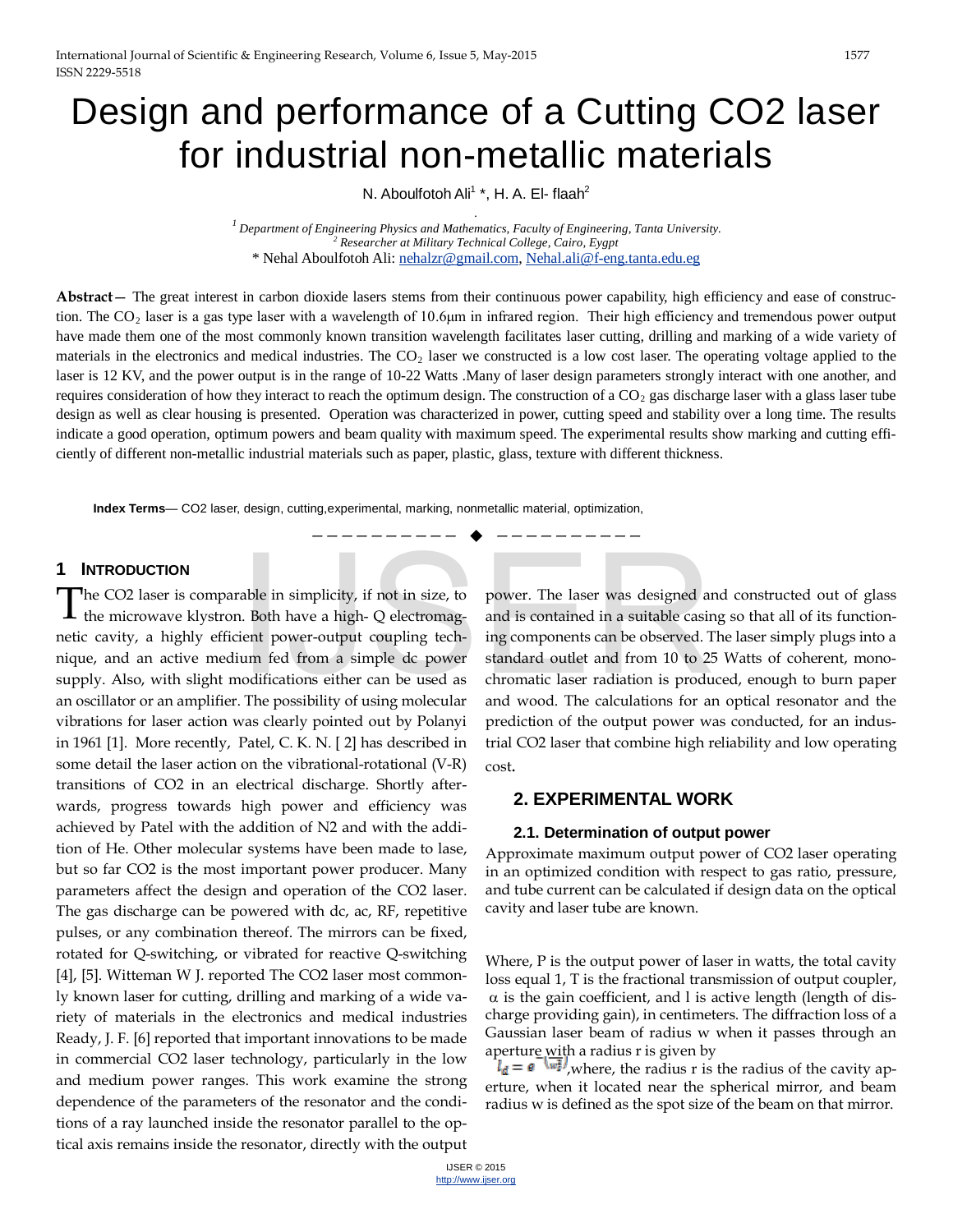# Design and performance of a Cutting CO2 laser for industrial non-metallic materials

N. Aboulfotoh Ali[1] *, H. A. El- flaah[2]

[1] *Department of Engineering Physics and Mathematics, Faculty of Engineering, Tanta University.*
[2] *Researcher at Military Technical College, Cairo, Eygpt*
* Nehal Aboulfotoh Ali: nehalzr@gmail.com, Nehal.ali@f-eng.tanta.edu.eg

**Abstract**— The great interest in carbon dioxide lasers stems from their continuous power capability, high efficiency and ease of construction. The $CO_2$ laser is a gas type laser with a wavelength of 10.6μm in infrared region. Their high efficiency and tremendous power output have made them one of the most commonly known transition wavelength facilitates laser cutting, drilling and marking of a wide variety of materials in the electronics and medical industries. The $CO_2$ laser we constructed is a low cost laser. The operating voltage applied to the laser is 12 KV, and the power output is in the range of 10-22 Watts .Many of laser design parameters strongly interact with one another, and requires consideration of how they interact to reach the optimum design. The construction of a $CO_2$ gas discharge laser with a glass laser tube design as well as clear housing is presented. Operation was characterized in power, cutting speed and stability over a long time. The results indicate a good operation, optimum powers and beam quality with maximum speed. The experimental results show marking and cutting efficiently of different non-metallic industrial materials such as paper, plastic, glass, texture with different thickness.

**Index Terms**— CO2 laser, design, cutting,experimental, marking, nonmetallic material, optimization,

## 1 Introduction

The CO2 laser is comparable in simplicity, if not in size, to the microwave klystron. Both have a high- Q electromagnetic cavity, a highly efficient power-output coupling technique, and an active medium fed from a simple dc power supply. Also, with slight modifications either can be used as an oscillator or an amplifier. The possibility of using molecular vibrations for laser action was clearly pointed out by Polanyi in 1961 [1]. More recently, Patel, C. K. N. [ 2] has described in some detail the laser action on the vibrational-rotational (V-R) transitions of CO2 in an electrical discharge. Shortly afterwards, progress towards high power and efficiency was achieved by Patel with the addition of N2 and with the addition of He. Other molecular systems have been made to lase, but so far CO2 is the most important power producer. Many parameters affect the design and operation of the CO2 laser. The gas discharge can be powered with dc, ac, RF, repetitive pulses, or any combination thereof. The mirrors can be fixed, rotated for Q-switching, or vibrated for reactive Q-switching [4], [5]. Witteman W J. reported The CO2 laser most commonly known laser for cutting, drilling and marking of a wide variety of materials in the electronics and medical industries Ready, J. F. [6] reported that important innovations to be made in commercial CO2 laser technology, particularly in the low and medium power ranges. This work examine the strong dependence of the parameters of the resonator and the conditions of a ray launched inside the resonator parallel to the optical axis remains inside the resonator, directly with the output power. The laser was designed and constructed out of glass and is contained in a suitable casing so that all of its functioning components can be observed. The laser simply plugs into a standard outlet and from 10 to 25 Watts of coherent, monochromatic laser radiation is produced, enough to burn paper and wood. The calculations for an optical resonator and the prediction of the output power was conducted, for an industrial CO2 laser that combine high reliability and low operating cost.

## 2. Experimental Work

### 2.1. Determination of output power

Approximate maximum output power of CO2 laser operating in an optimized condition with respect to gas ratio, pressure, and tube current can be calculated if design data on the optical cavity and laser tube are known.

Where, P is the output power of laser in watts, the total cavity loss equal 1, T is the fractional transmission of output coupler, α is the gain coefficient, and l is active length (length of discharge providing gain), in centimeters. The diffraction loss of a Gaussian laser beam of radius w when it passes through an aperture with a radius r is given by $l_d = e^{-\left(\frac{r}{w}\right)^2}$,where, the radius r is the radius of the cavity aperture, when it located near the spherical mirror, and beam radius w is defined as the spot size of the beam on that mirror.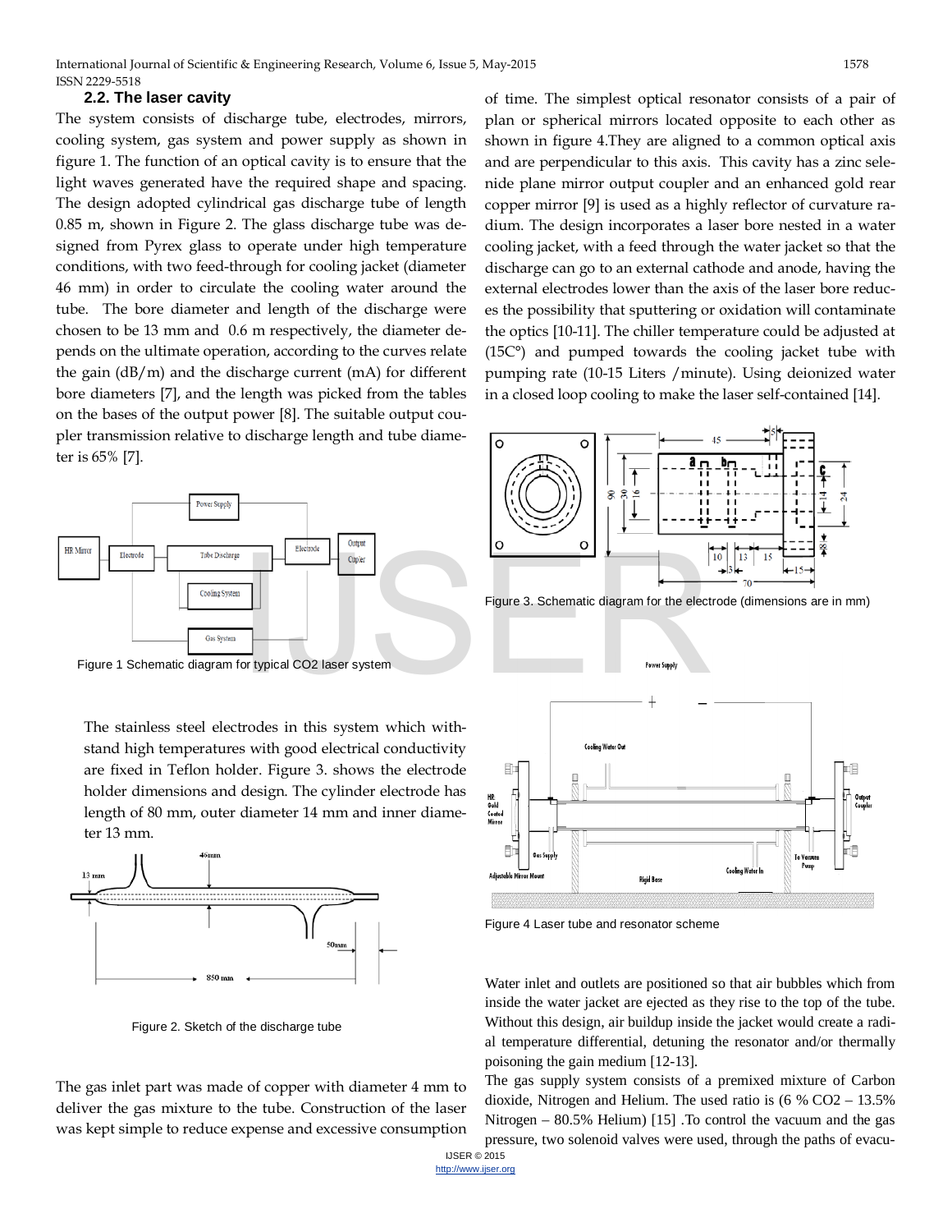### 2.2. The laser cavity

The system consists of discharge tube, electrodes, mirrors, cooling system, gas system and power supply as shown in figure 1. The function of an optical cavity is to ensure that the light waves generated have the required shape and spacing. The design adopted cylindrical gas discharge tube of length 0.85 m, shown in Figure 2. The glass discharge tube was designed from Pyrex glass to operate under high temperature conditions, with two feed-through for cooling jacket (diameter 46 mm) in order to circulate the cooling water around the tube. The bore diameter and length of the discharge were chosen to be 13 mm and 0.6 m respectively, the diameter depends on the ultimate operation, according to the curves relate the gain (dB/m) and the discharge current (mA) for different bore diameters [7], and the length was picked from the tables on the bases of the output power [8]. The suitable output coupler transmission relative to discharge length and tube diameter is 65% [7].

Figure 1 Schematic diagram for typical CO2 laser system

The stainless steel electrodes in this system which withstand high temperatures with good electrical conductivity are fixed in Teflon holder. Figure 3. shows the electrode holder dimensions and design. The cylinder electrode has length of 80 mm, outer diameter 14 mm and inner diameter 13 mm.

Figure 2. Sketch of the discharge tube

The gas inlet part was made of copper with diameter 4 mm to deliver the gas mixture to the tube. Construction of the laser was kept simple to reduce expense and excessive consumption of time. The simplest optical resonator consists of a pair of plan or spherical mirrors located opposite to each other as shown in figure 4.They are aligned to a common optical axis and are perpendicular to this axis. This cavity has a zinc selenide plane mirror output coupler and an enhanced gold rear copper mirror [9] is used as a highly reflector of curvature radium. The design incorporates a laser bore nested in a water cooling jacket, with a feed through the water jacket so that the discharge can go to an external cathode and anode, having the external electrodes lower than the axis of the laser bore reduces the possibility that sputtering or oxidation will contaminate the optics [10-11]. The chiller temperature could be adjusted at (15C°) and pumped towards the cooling jacket tube with pumping rate (10-15 Liters /minute). Using deionized water in a closed loop cooling to make the laser self-contained [14].

Figure 3. Schematic diagram for the electrode (dimensions are in mm)

Figure 4 Laser tube and resonator scheme

Water inlet and outlets are positioned so that air bubbles which from inside the water jacket are ejected as they rise to the top of the tube. Without this design, air buildup inside the jacket would create a radial temperature differential, detuning the resonator and/or thermally poisoning the gain medium [12-13].

The gas supply system consists of a premixed mixture of Carbon dioxide, Nitrogen and Helium. The used ratio is (6 % $CO_2$ – 13.5% Nitrogen – 80.5% Helium) [15] .To control the vacuum and the gas pressure, two solenoid valves were used, through the paths of evacu-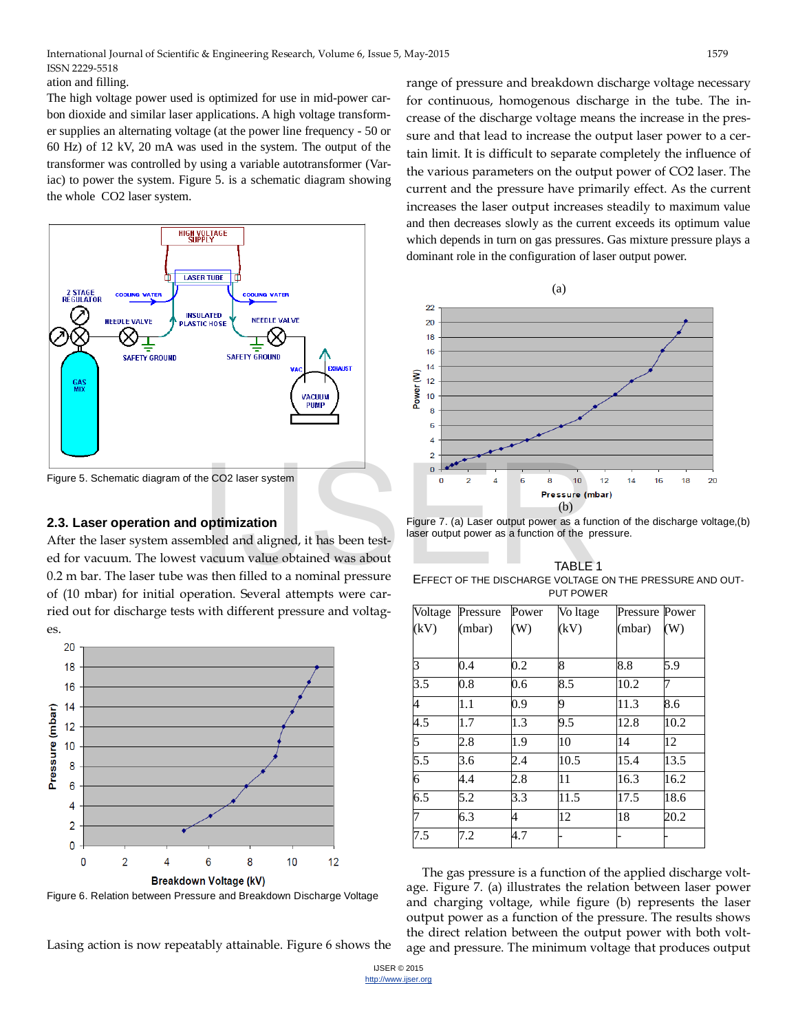ation and filling.

The high voltage power used is optimized for use in mid-power carbon dioxide and similar laser applications. A high voltage transformer supplies an alternating voltage (at the power line frequency - 50 or 60 Hz) of 12 kV, 20 mA was used in the system. The output of the transformer was controlled by using a variable autotransformer (Variac) to power the system. Figure 5. is a schematic diagram showing the whole $CO_2$ laser system.

Figure 5. Schematic diagram of the CO2 laser system

## 2.3. Laser operation and optimization

After the laser system assembled and aligned, it has been tested for vacuum. The lowest vacuum value obtained was about 0.2 m bar. The laser tube was then filled to a nominal pressure of (10 mbar) for initial operation. Several attempts were carried out for discharge tests with different pressure and voltages.

Figure 6. Relation between Pressure and Breakdown Discharge Voltage

Lasing action is now repeatably attainable. Figure 6 shows the range of pressure and breakdown discharge voltage necessary for continuous, homogenous discharge in the tube. The increase of the discharge voltage means the increase in the pressure and that lead to increase the output laser power to a certain limit. It is difficult to separate completely the influence of the various parameters on the output power of CO2 laser. The current and the pressure have primarily effect. As the current increases the laser output increases steadily to maximum value and then decreases slowly as the current exceeds its optimum value which depends in turn on gas pressures. Gas mixture pressure plays a dominant role in the configuration of laser output power.

Figure 7. (a) Laser output power as a function of the discharge voltage,(b) laser output power as a function of the pressure.

TABLE 1

EFFECT OF THE DISCHARGE VOLTAGE ON THE PRESSURE AND OUTPUT POWER

| Voltage (kV) | Pressure (mbar) | Power (W) | Vo ltage (kV) | Pressure (mbar) | Power (W) |
|---|---|---|---|---|---|
| 3 | 0.4 | 0.2 | 8 | 8.8 | 5.9 |
| 3.5 | 0.8 | 0.6 | 8.5 | 10.2 | 7 |
| 4 | 1.1 | 0.9 | 9 | 11.3 | 8.6 |
| 4.5 | 1.7 | 1.3 | 9.5 | 12.8 | 10.2 |
| 5 | 2.8 | 1.9 | 10 | 14 | 12 |
| 5.5 | 3.6 | 2.4 | 10.5 | 15.4 | 13.5 |
| 6 | 4.4 | 2.8 | 11 | 16.3 | 16.2 |
| 6.5 | 5.2 | 3.3 | 11.5 | 17.5 | 18.6 |
| 7 | 6.3 | 4 | 12 | 18 | 20.2 |
| 7.5 | 7.2 | 4.7 | - | - | - |

The gas pressure is a function of the applied discharge voltage. Figure 7. (a) illustrates the relation between laser power and charging voltage, while figure (b) represents the laser output power as a function of the pressure. The results shows the direct relation between the output power with both voltage and pressure. The minimum voltage that produces output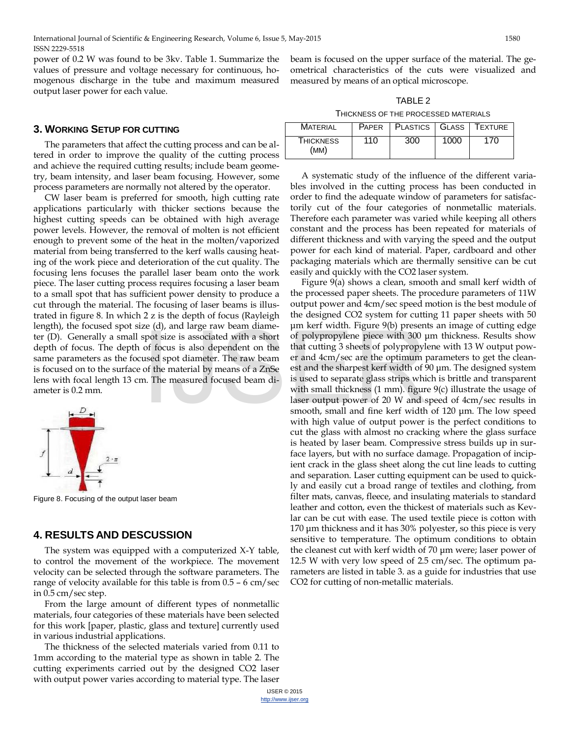power of 0.2 W was found to be 3kv. Table 1. Summarize the values of pressure and voltage necessary for continuous, homogenous discharge in the tube and maximum measured output laser power for each value.

## 3. Working Setup for cutting

The parameters that affect the cutting process and can be altered in order to improve the quality of the cutting process and achieve the required cutting results; include beam geometry, beam intensity, and laser beam focusing. However, some process parameters are normally not altered by the operator.

CW laser beam is preferred for smooth, high cutting rate applications particularly with thicker sections because the highest cutting speeds can be obtained with high average power levels. However, the removal of molten is not efficient enough to prevent some of the heat in the molten/vaporized material from being transferred to the kerf walls causing heating of the work piece and deterioration of the cut quality. The focusing lens focuses the parallel laser beam onto the work piece. The laser cutting process requires focusing a laser beam to a small spot that has sufficient power density to produce a cut through the material. The focusing of laser beams is illustrated in figure 8. In which 2 z is the depth of focus (Rayleigh length), the focused spot size (d), and large raw beam diameter (D). Generally a small spot size is associated with a short depth of focus. The depth of focus is also dependent on the same parameters as the focused spot diameter. The raw beam is focused on to the surface of the material by means of a ZnSe lens with focal length 13 cm. The measured focused beam diameter is 0.2 mm.

Figure 8. Focusing of the output laser beam

## 4. Results and Descussion

The system was equipped with a computerized X-Y table, to control the movement of the workpiece. The movement velocity can be selected through the software parameters. The range of velocity available for this table is from 0.5 – 6 cm/sec in 0.5 cm/sec step.

From the large amount of different types of nonmetallic materials, four categories of these materials have been selected for this work [paper, plastic, glass and texture] currently used in various industrial applications.

The thickness of the selected materials varied from 0.11 to 1mm according to the material type as shown in table 2. The cutting experiments carried out by the designed CO2 laser with output power varies according to material type. The laser beam is focused on the upper surface of the material. The geometrical characteristics of the cuts were visualized and measured by means of an optical microscope.

TABLE 2
Thickness of the processed materials

| Material | Paper | Plastics | Glass | Texture |
|---|---|---|---|---|
| Thickness (mm) | 110 | 300 | 1000 | 170 |

A systematic study of the influence of the different variables involved in the cutting process has been conducted in order to find the adequate window of parameters for satisfactorily cut of the four categories of nonmetallic materials. Therefore each parameter was varied while keeping all others constant and the process has been repeated for materials of different thickness and with varying the speed and the output power for each kind of material. Paper, cardboard and other packaging materials which are thermally sensitive can be cut easily and quickly with the CO2 laser system.

Figure 9(a) shows a clean, smooth and small kerf width of the processed paper sheets. The procedure parameters of 11W output power and 4cm/sec speed motion is the best module of the designed CO2 system for cutting 11 paper sheets with 50 µm kerf width. Figure 9(b) presents an image of cutting edge of polypropylene piece with 300 µm thickness. Results show that cutting 3 sheets of polypropylene with 13 W output power and 4cm/sec are the optimum parameters to get the cleanest and the sharpest kerf width of 90 µm. The designed system is used to separate glass strips which is brittle and transparent with small thickness (1 mm). figure 9(c) illustrate the usage of laser output power of 20 W and speed of 4cm/sec results in smooth, small and fine kerf width of 120 µm. The low speed with high value of output power is the perfect conditions to cut the glass with almost no cracking where the glass surface is heated by laser beam. Compressive stress builds up in surface layers, but with no surface damage. Propagation of incipient crack in the glass sheet along the cut line leads to cutting and separation. Laser cutting equipment can be used to quickly and easily cut a broad range of textiles and clothing, from filter mats, canvas, fleece, and insulating materials to standard leather and cotton, even the thickest of materials such as Kevlar can be cut with ease. The used textile piece is cotton with 170 µm thickness and it has 30% polyester, so this piece is very sensitive to temperature. The optimum conditions to obtain the cleanest cut with kerf width of 70 µm were; laser power of 12.5 W with very low speed of 2.5 cm/sec. The optimum parameters are listed in table 3. as a guide for industries that use CO2 for cutting of non-metallic materials.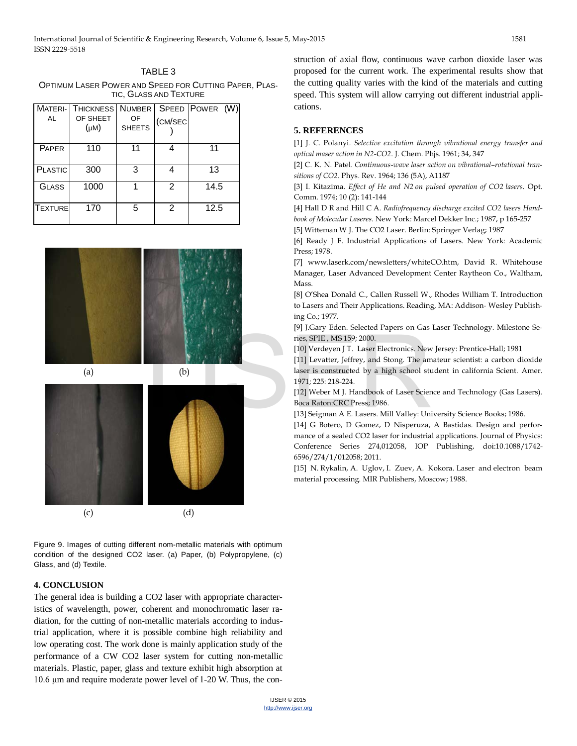TABLE 3

OPTIMUM LASER POWER AND SPEED FOR CUTTING PAPER, PLASTIC, GLASS AND TEXTURE

| MATERIAL | THICKNESS OF SHEET (μM) | NUMBER OF SHEETS | SPEED (CM/SEC) | POWER (W) |
|---|---|---|---|---|
| PAPER | 110 | 11 | 4 | 11 |
| PLASTIC | 300 | 3 | 4 | 13 |
| GLASS | 1000 | 1 | 2 | 14.5 |
| TEXTURE | 170 | 5 | 2 | 12.5 |

(a) (b)

(c) (d)

Figure 9. Images of cutting different nom-metallic materials with optimum condition of the designed CO2 laser. (a) Paper, (b) Polypropylene, (c) Glass, and (d) Textile.

## 4. CONCLUSION

The general idea is building a CO2 laser with appropriate characteristics of wavelength, power, coherent and monochromatic laser radiation, for the cutting of non-metallic materials according to industrial application, where it is possible combine high reliability and low operating cost. The work done is mainly application study of the performance of a CW CO2 laser system for cutting non-metallic materials. Plastic, paper, glass and texture exhibit high absorption at 10.6 μm and require moderate power level of 1-20 W. Thus, the construction of axial flow, continuous wave carbon dioxide laser was proposed for the current work. The experimental results show that the cutting quality varies with the kind of the materials and cutting speed. This system will allow carrying out different industrial applications.

## 5. REFERENCES

[1] J. C. Polanyi. *Selective excitation through vibrational energy transfer and optical maser action in N2-CO2*. J. Chem. Phjs. 1961; 34, 347

[2] C. K. N. Patel. *Continuous-wave laser action on vibrational–rotational transitions of CO2*. Phys. Rev. 1964; 136 (5A), A1187

[3] I. Kitazima. *Effect of He and N2 on pulsed operation of CO2 lasers*. Opt. Comm. 1974; 10 (2): 141-144

[4] Hall D R and Hill C A. *Radiofrequency discharge excited CO2 lasers Handbook of Molecular Laseres*. New York: Marcel Dekker Inc.; 1987, p 165-257

[5] Witteman W J. The CO2 Laser. Berlin: Springer Verlag; 1987

[6] Ready J F. Industrial Applications of Lasers. New York: Academic Press; 1978.

[7] www.laserk.com/newsletters/whiteCO.htm, David R. Whitehouse Manager, Laser Advanced Development Center Raytheon Co., Waltham, Mass.

[8] O'Shea Donald C., Callen Russell W., Rhodes William T. Introduction to Lasers and Their Applications. Reading, MA: Addison- Wesley Publishing Co.; 1977.

[9] J.Gary Eden. Selected Papers on Gas Laser Technology. Milestone Series, SPIE , MS 159; 2000.

[10] Verdeyen J T. Laser Electronics. New Jersey: Prentice-Hall; 1981

[11] Levatter, Jeffrey, and Stong. The amateur scientist: a carbon dioxide laser is constructed by a high school student in california Scient. Amer. 1971; 225: 218-224.

[12] Weber M J. Handbook of Laser Science and Technology (Gas Lasers). Boca Raton:CRC Press; 1986.

[13] Seigman A E. Lasers. Mill Valley: University Science Books; 1986.

[14] G Botero, D Gomez, D Nisperuza, A Bastidas. Design and performance of a sealed CO2 laser for industrial applications. Journal of Physics: Conference Series 274,012058, IOP Publishing, doi:10.1088/1742-6596/274/1/012058; 2011.

[15] N. Rykalin, A. Uglov, I. Zuev, A. Kokora. Laser and electron beam material processing. MIR Publishers, Moscow; 1988.